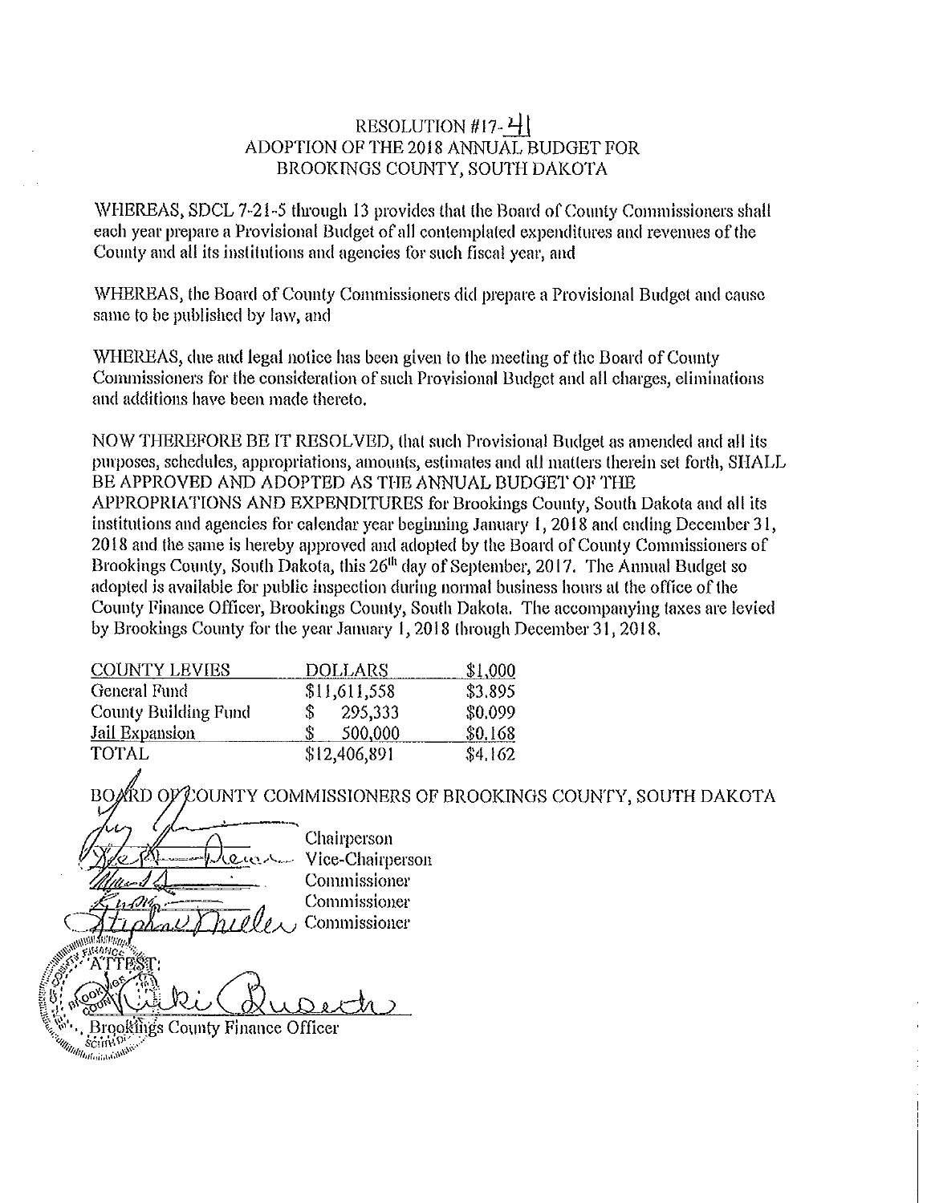# RESOLUTION #17-41
## ADOPTION OF THE 2018 ANNUAL BUDGET FOR BROOKINGS COUNTY, SOUTH DAKOTA

WHEREAS, SDCL 7-21-5 through 13 provides that the Board of County Commissioners shall each year prepare a Provisional Budget of all contemplated expenditures and revenues of the County and all its institutions and agencies for such fiscal year, and

WHEREAS, the Board of County Commissioners did prepare a Provisional Budget and cause same to be published by law, and

WHEREAS, due and legal notice has been given to the meeting of the Board of County Commissioners for the consideration of such Provisional Budget and all charges, eliminations and additions have been made thereto.

NOW THEREFORE BE IT RESOLVED, that such Provisional Budget as amended and all its purposes, schedules, appropriations, amounts, estimates and all matters therein set forth, SHALL BE APPROVED AND ADOPTED AS THE ANNUAL BUDGET OF THE APPROPRIATIONS AND EXPENDITURES for Brookings County, South Dakota and all its institutions and agencies for calendar year beginning January 1, 2018 and ending December 31, 2018 and the same is hereby approved and adopted by the Board of County Commissioners of Brookings County, South Dakota, this 26th day of September, 2017. The Annual Budget so adopted is available for public inspection during normal business hours at the office of the County Finance Officer, Brookings County, South Dakota. The accompanying taxes are levied by Brookings County for the year January 1, 2018 through December 31, 2018.

| COUNTY LEVIES | DOLLARS | $1,000 |
|---|---|---|
| General Fund | $11,611,558 | $3.895 |
| County Building Fund | $ 295,333 | $0.099 |
| Jail Expansion | $ 500,000 | $0.168 |
| TOTAL | $12,406,891 | $4.162 |

BOARD OF COUNTY COMMISSIONERS OF BROOKINGS COUNTY, SOUTH DAKOTA

Chairperson

Vice-Chairperson

Commissioner

Commissioner

Commissioner

ATTEST:

Brookings County Finance Officer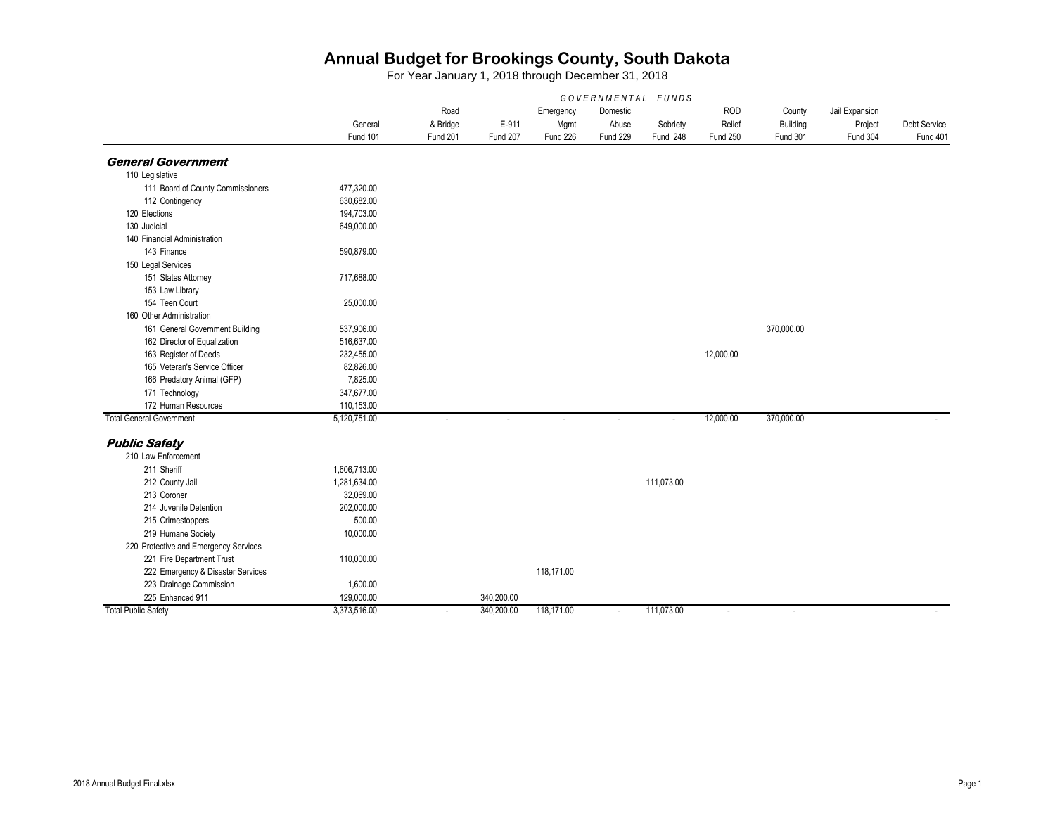# Annual Budget for Brookings County, South Dakota

For Year January 1, 2018 through December 31, 2018

| | GOVERNMENTAL FUNDS | | | | | | | | | |
|---|---|---|---|---|---|---|---|---|---|---|
| | General Fund 101 | Road & Bridge Fund 201 | E-911 Fund 207 | Emergency Mgmt Fund 226 | Domestic Abuse Fund 229 | Sobriety Fund 248 | ROD Relief Fund 250 | County Building Fund 301 | Jail Expansion Project Fund 304 | Debt Service Fund 401 |
| ***General Government*** | | | | | | | | | | |
| 110 Legislative | | | | | | | | | | |
| 111 Board of County Commissioners | 477,320.00 | | | | | | | | | |
| 112 Contingency | 630,682.00 | | | | | | | | | |
| 120 Elections | 194,703.00 | | | | | | | | | |
| 130 Judicial | 649,000.00 | | | | | | | | | |
| 140 Financial Administration | | | | | | | | | | |
| 143 Finance | 590,879.00 | | | | | | | | | |
| 150 Legal Services | | | | | | | | | | |
| 151 States Attorney | 717,688.00 | | | | | | | | | |
| 153 Law Library | | | | | | | | | | |
| 154 Teen Court | 25,000.00 | | | | | | | | | |
| 160 Other Administration | | | | | | | | | | |
| 161 General Government Building | 537,906.00 | | | | | | | 370,000.00 | | |
| 162 Director of Equalization | 516,637.00 | | | | | | | | | |
| 163 Register of Deeds | 232,455.00 | | | | | | 12,000.00 | | | |
| 165 Veteran's Service Officer | 82,826.00 | | | | | | | | | |
| 166 Predatory Animal (GFP) | 7,825.00 | | | | | | | | | |
| 171 Technology | 347,677.00 | | | | | | | | | |
| 172 Human Resources | 110,153.00 | | | | | | | | | |
| Total General Government | 5,120,751.00 | - | - | - | - | - | 12,000.00 | 370,000.00 | | - |
| ***Public Safety*** | | | | | | | | | | |
| 210 Law Enforcement | | | | | | | | | | |
| 211 Sheriff | 1,606,713.00 | | | | | | | | | |
| 212 County Jail | 1,281,634.00 | | | | | 111,073.00 | | | | |
| 213 Coroner | 32,069.00 | | | | | | | | | |
| 214 Juvenile Detention | 202,000.00 | | | | | | | | | |
| 215 Crimestoppers | 500.00 | | | | | | | | | |
| 219 Humane Society | 10,000.00 | | | | | | | | | |
| 220 Protective and Emergency Services | | | | | | | | | | |
| 221 Fire Department Trust | 110,000.00 | | | | | | | | | |
| 222 Emergency & Disaster Services | | | | 118,171.00 | | | | | | |
| 223 Drainage Commission | 1,600.00 | | | | | | | | | |
| 225 Enhanced 911 | 129,000.00 | | 340,200.00 | | | | | | | |
| Total Public Safety | 3,373,516.00 | - | 340,200.00 | 118,171.00 | - | 111,073.00 | - | - | | - |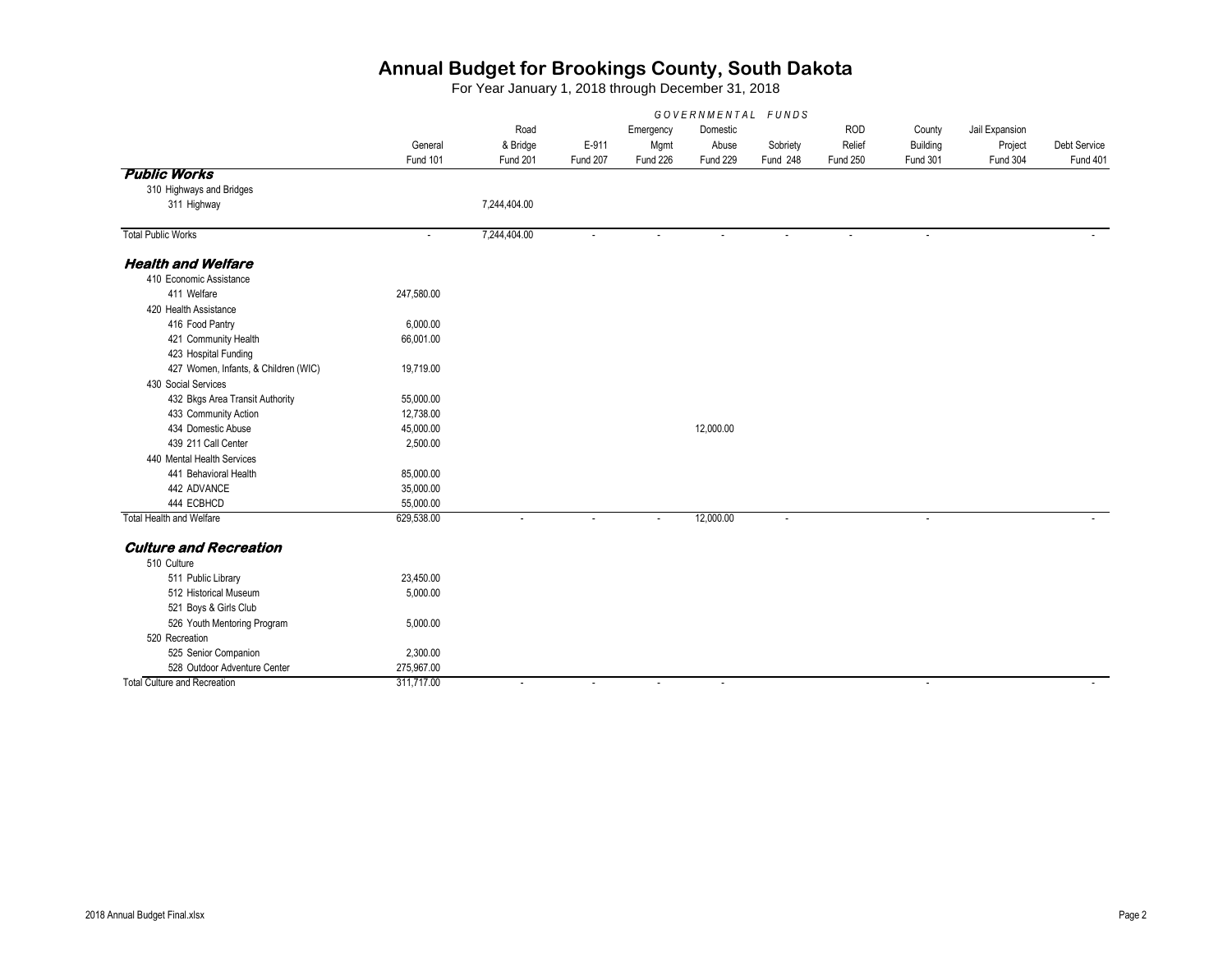# Annual Budget for Brookings County, South Dakota

For Year January 1, 2018 through December 31, 2018

| | GOVERNMENTAL FUNDS | | | | | | | | | |
|---|---|---|---|---|---|---|---|---|---|---|
| | General Fund 101 | Road & Bridge Fund 201 | E-911 Fund 207 | Emergency Mgmt Fund 226 | Domestic Abuse Fund 229 | Sobriety Fund 248 | ROD Relief Fund 250 | County Building Fund 301 | Jail Expansion Project Fund 304 | Debt Service Fund 401 |
| ***Public Works*** | | | | | | | | | | |
| 310 Highways and Bridges | | | | | | | | | | |
| 311 Highway | | 7,244,404.00 | | | | | | | | |
| Total Public Works | - | 7,244,404.00 | - | - | - | - | - | - | | - |
| ***Health and Welfare*** | | | | | | | | | | |
| 410 Economic Assistance | | | | | | | | | | |
| 411 Welfare | 247,580.00 | | | | | | | | | |
| 420 Health Assistance | | | | | | | | | | |
| 416 Food Pantry | 6,000.00 | | | | | | | | | |
| 421 Community Health | 66,001.00 | | | | | | | | | |
| 423 Hospital Funding | | | | | | | | | | |
| 427 Women, Infants, & Children (WIC) | 19,719.00 | | | | | | | | | |
| 430 Social Services | | | | | | | | | | |
| 432 Bkgs Area Transit Authority | 55,000.00 | | | | | | | | | |
| 433 Community Action | 12,738.00 | | | | | | | | | |
| 434 Domestic Abuse | 45,000.00 | | | | 12,000.00 | | | | | |
| 439 211 Call Center | 2,500.00 | | | | | | | | | |
| 440 Mental Health Services | | | | | | | | | | |
| 441 Behavioral Health | 85,000.00 | | | | | | | | | |
| 442 ADVANCE | 35,000.00 | | | | | | | | | |
| 444 ECBHCD | 55,000.00 | | | | | | | | | |
| Total Health and Welfare | 629,538.00 | - | - | - | 12,000.00 | - | | - | | - |
| ***Culture and Recreation*** | | | | | | | | | | |
| 510 Culture | | | | | | | | | | |
| 511 Public Library | 23,450.00 | | | | | | | | | |
| 512 Historical Museum | 5,000.00 | | | | | | | | | |
| 521 Boys & Girls Club | | | | | | | | | | |
| 526 Youth Mentoring Program | 5,000.00 | | | | | | | | | |
| 520 Recreation | | | | | | | | | | |
| 525 Senior Companion | 2,300.00 | | | | | | | | | |
| 528 Outdoor Adventure Center | 275,967.00 | | | | | | | | | |
| Total Culture and Recreation | 311,717.00 | - | - | - | - | | | - | | - |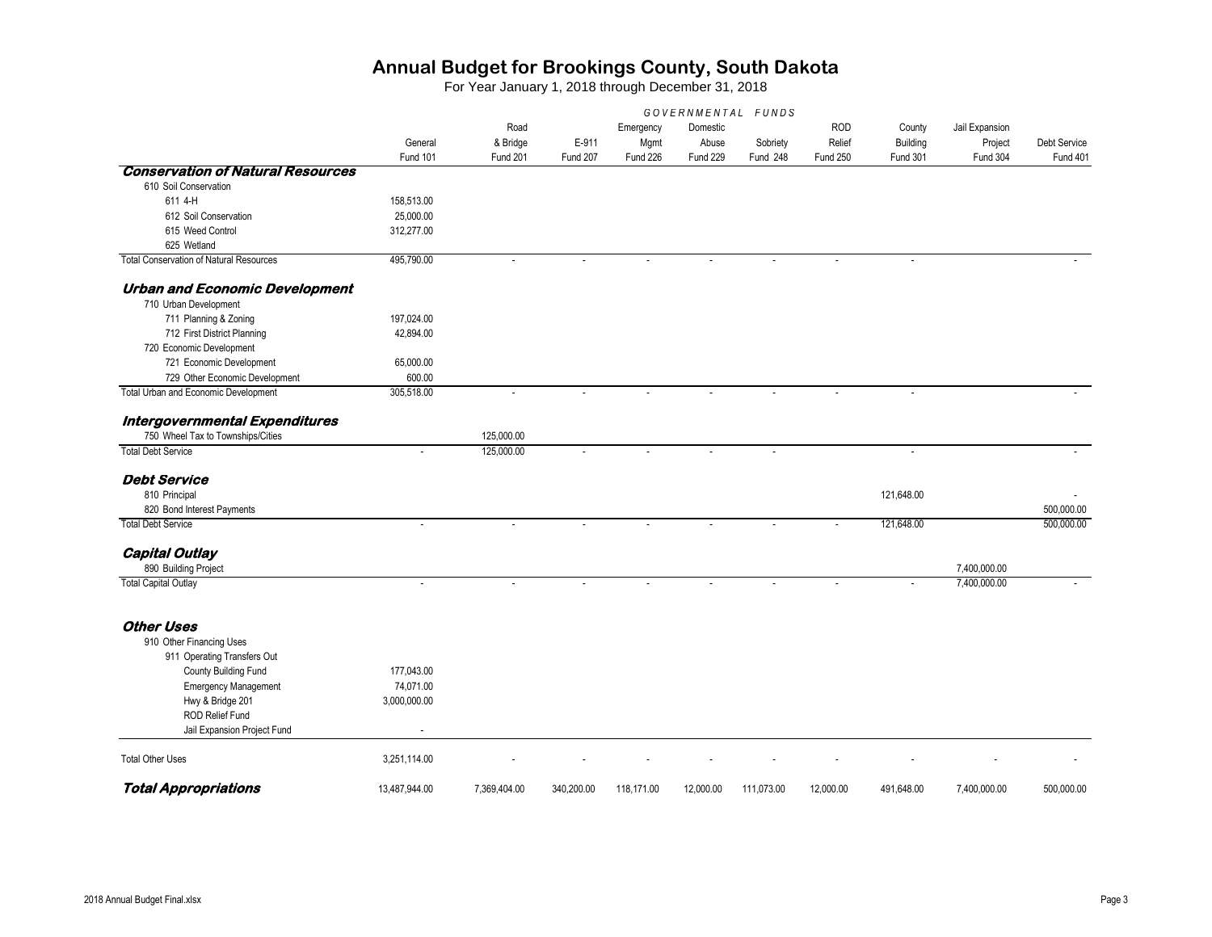# Annual Budget for Brookings County, South Dakota

For Year January 1, 2018 through December 31, 2018

| | GOVERNMENTAL FUNDS | | | | | | | | | |
|---|---|---|---|---|---|---|---|---|---|---|
| | General Fund 101 | Road & Bridge Fund 201 | E-911 Fund 207 | Emergency Mgmt Fund 226 | Domestic Abuse Fund 229 | Sobriety Fund 248 | ROD Relief Fund 250 | County Building Fund 301 | Jail Expansion Project Fund 304 | Debt Service Fund 401 |
| ***Conservation of Natural Resources*** | | | | | | | | | | |
| 610 Soil Conservation | | | | | | | | | | |
| 611 4-H | 158,513.00 | | | | | | | | | |
| 612 Soil Conservation | 25,000.00 | | | | | | | | | |
| 615 Weed Control | 312,277.00 | | | | | | | | | |
| 625 Wetland | | | | | | | | | | |
| Total Conservation of Natural Resources | 495,790.00 | - | - | - | - | - | - | - | | - |
| ***Urban and Economic Development*** | | | | | | | | | | |
| 710 Urban Development | | | | | | | | | | |
| 711 Planning & Zoning | 197,024.00 | | | | | | | | | |
| 712 First District Planning | 42,894.00 | | | | | | | | | |
| 720 Economic Development | | | | | | | | | | |
| 721 Economic Development | 65,000.00 | | | | | | | | | |
| 729 Other Economic Development | 600.00 | | | | | | | | | |
| Total Urban and Economic Development | 305,518.00 | - | - | - | - | - | - | - | | - |
| ***Intergovernmental Expenditures*** | | | | | | | | | | |
| 750 Wheel Tax to Townships/Cities | | 125,000.00 | | | | | | | | |
| Total Debt Service | - | 125,000.00 | - | - | - | - | | - | | - |
| ***Debt Service*** | | | | | | | | | | |
| 810 Principal | | | | | | | | 121,648.00 | | - |
| 820 Bond Interest Payments | | | | | | | | | | 500,000.00 |
| Total Debt Service | - | - | - | - | - | - | - | 121,648.00 | | 500,000.00 |
| ***Capital Outlay*** | | | | | | | | | | |
| 890 Building Project | | | | | | | | | 7,400,000.00 | |
| Total Capital Outlay | - | - | - | - | - | - | - | - | 7,400,000.00 | - |
| ***Other Uses*** | | | | | | | | | | |
| 910 Other Financing Uses | | | | | | | | | | |
| 911 Operating Transfers Out | | | | | | | | | | |
| County Building Fund | 177,043.00 | | | | | | | | | |
| Emergency Management | 74,071.00 | | | | | | | | | |
| Hwy & Bridge 201 | 3,000,000.00 | | | | | | | | | |
| ROD Relief Fund | | | | | | | | | | |
| Jail Expansion Project Fund | - | | | | | | | | | |
| Total Other Uses | 3,251,114.00 | - | - | - | - | - | - | - | - | - |
| ***Total Appropriations*** | 13,487,944.00 | 7,369,404.00 | 340,200.00 | 118,171.00 | 12,000.00 | 111,073.00 | 12,000.00 | 491,648.00 | 7,400,000.00 | 500,000.00 |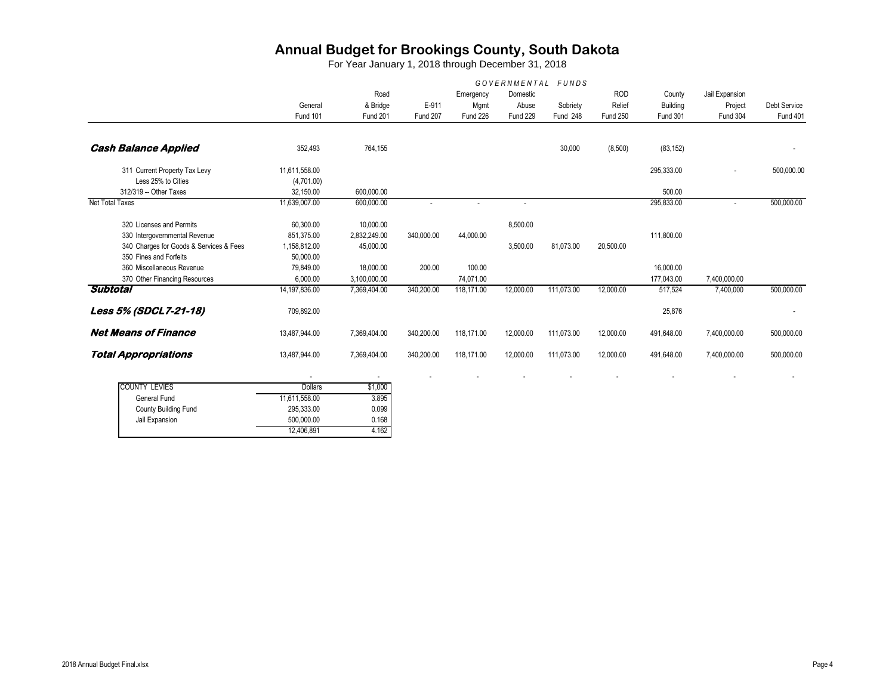# Annual Budget for Brookings County, South Dakota

For Year January 1, 2018 through December 31, 2018

| | General Fund 101 | Road & Bridge Fund 201 | E-911 Fund 207 | Emergency Mgmt Fund 226 | Domestic Abuse Fund 229 | Sobriety Fund 248 | ROD Relief Fund 250 | County Building Fund 301 | Jail Expansion Project Fund 304 | Debt Service Fund 401 |
|---|---|---|---|---|---|---|---|---|---|---|
| | GOVERNMENTAL FUNDS | | | | | | | | | |
| ***Cash Balance Applied*** | 352,493 | 764,155 | | | | 30,000 | (8,500) | (83,152) | | - |
| 311 Current Property Tax Levy | 11,611,558.00 | | | | | | | 295,333.00 | - | 500,000.00 |
| Less 25% to Cities | (4,701.00) | | | | | | | | | |
| 312/319 -- Other Taxes | 32,150.00 | 600,000.00 | | | | | | 500.00 | | |
| Net Total Taxes | 11,639,007.00 | 600,000.00 | - | - | - | | | 295,833.00 | - | 500,000.00 |
| 320 Licenses and Permits | 60,300.00 | 10,000.00 | | | 8,500.00 | | | | | |
| 330 Intergovernmental Revenue | 851,375.00 | 2,832,249.00 | 340,000.00 | 44,000.00 | | | | 111,800.00 | | |
| 340 Charges for Goods & Services & Fees | 1,158,812.00 | 45,000.00 | | | 3,500.00 | 81,073.00 | 20,500.00 | | | |
| 350 Fines and Forfeits | 50,000.00 | | | | | | | | | |
| 360 Miscellaneous Revenue | 79,849.00 | 18,000.00 | 200.00 | 100.00 | | | | 16,000.00 | | |
| 370 Other Financing Resources | 6,000.00 | 3,100,000.00 | | 74,071.00 | | | | 177,043.00 | 7,400,000.00 | |
| ***Subtotal*** | 14,197,836.00 | 7,369,404.00 | 340,200.00 | 118,171.00 | 12,000.00 | 111,073.00 | 12,000.00 | 517,524 | 7,400,000 | 500,000.00 |
| ***Less 5% (SDCL7-21-18)*** | 709,892.00 | | | | | | | 25,876 | | - |
| ***Net Means of Finance*** | 13,487,944.00 | 7,369,404.00 | 340,200.00 | 118,171.00 | 12,000.00 | 111,073.00 | 12,000.00 | 491,648.00 | 7,400,000.00 | 500,000.00 |
| ***Total Appropriations*** | 13,487,944.00 | 7,369,404.00 | 340,200.00 | 118,171.00 | 12,000.00 | 111,073.00 | 12,000.00 | 491,648.00 | 7,400,000.00 | 500,000.00 |
| | - | - | - | - | - | - | - | - | - | - |

| COUNTY LEVIES | Dollars | $1,000 |
|---|---|---|
| General Fund | 11,611,558.00 | 3.895 |
| County Building Fund | 295,333.00 | 0.099 |
| Jail Expansion | 500,000.00 | 0.168 |
| | 12,406,891 | 4.162 |